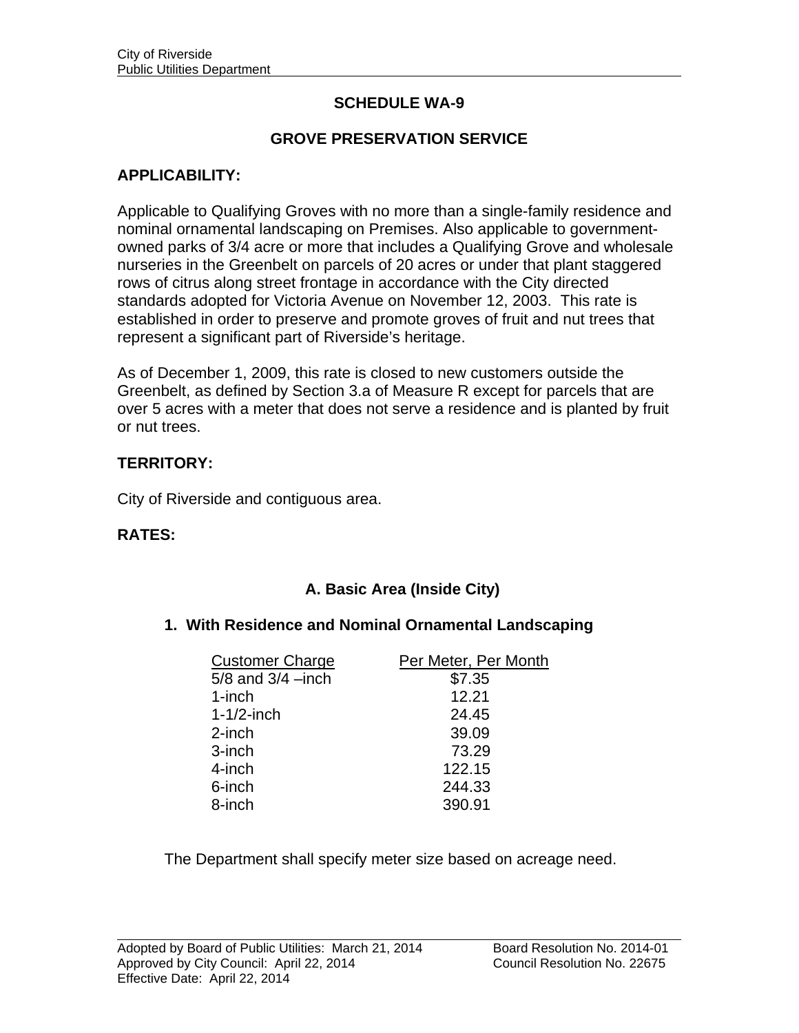# SCHEDULE WA-9

## GROVE PRESERVATION SERVICE

### APPLICABILITY:

Applicable to Qualifying Groves with no more than a single-family residence and nominal ornamental landscaping on Premises. Also applicable to government-owned parks of 3/4 acre or more that includes a Qualifying Grove and wholesale nurseries in the Greenbelt on parcels of 20 acres or under that plant staggered rows of citrus along street frontage in accordance with the City directed standards adopted for Victoria Avenue on November 12, 2003. This rate is established in order to preserve and promote groves of fruit and nut trees that represent a significant part of Riverside's heritage.

As of December 1, 2009, this rate is closed to new customers outside the Greenbelt, as defined by Section 3.a of Measure R except for parcels that are over 5 acres with a meter that does not serve a residence and is planted by fruit or nut trees.

### TERRITORY:

City of Riverside and contiguous area.

### RATES:

#### A. Basic Area (Inside City)

**1. With Residence and Nominal Ornamental Landscaping**

| Customer Charge | Per Meter, Per Month |
|---|---|
| 5/8 and 3/4 –inch | $7.35 |
| 1-inch | 12.21 |
| 1-1/2-inch | 24.45 |
| 2-inch | 39.09 |
| 3-inch | 73.29 |
| 4-inch | 122.15 |
| 6-inch | 244.33 |
| 8-inch | 390.91 |

The Department shall specify meter size based on acreage need.

Adopted by Board of Public Utilities: March 21, 2014 — Board Resolution No. 2014-01
Approved by City Council: April 22, 2014 — Council Resolution No. 22675
Effective Date: April 22, 2014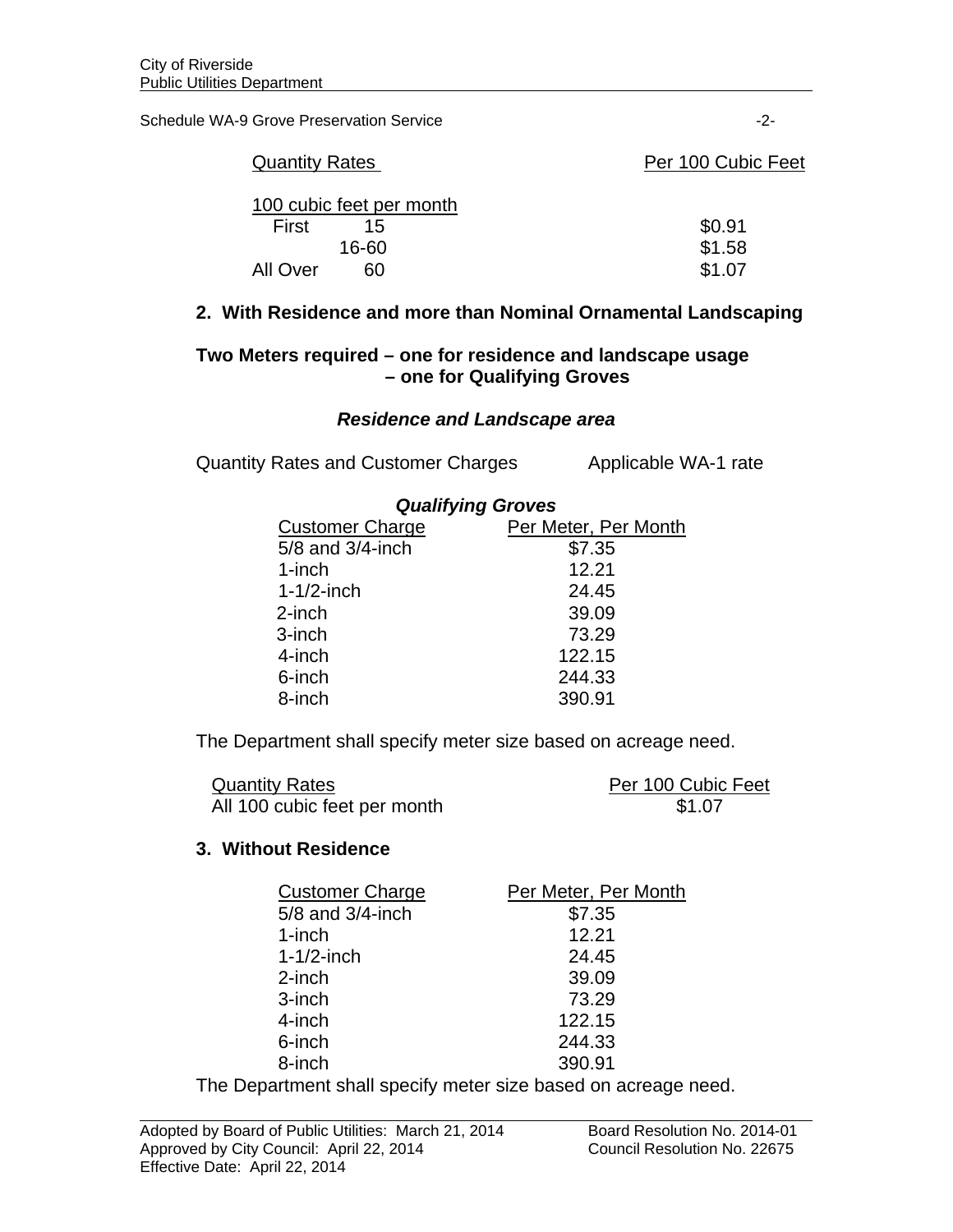| Quantity Rates | | Per 100 Cubic Feet |
|---|---|---|
| 100 cubic feet per month | | |
| First | 15 | $0.91 |
| | 16-60 | $1.58 |
| All Over | 60 | $1.07 |

**2. With Residence and more than Nominal Ornamental Landscaping**

**Two Meters required – one for residence and landscape usage**
**– one for Qualifying Groves**

***Residence and Landscape area***

Quantity Rates and Customer Charges — Applicable WA-1 rate

***Qualifying Groves***

| Customer Charge | Per Meter, Per Month |
|---|---|
| 5/8 and 3/4-inch | $7.35 |
| 1-inch | 12.21 |
| 1-1/2-inch | 24.45 |
| 2-inch | 39.09 |
| 3-inch | 73.29 |
| 4-inch | 122.15 |
| 6-inch | 244.33 |
| 8-inch | 390.91 |

The Department shall specify meter size based on acreage need.

| Quantity Rates | Per 100 Cubic Feet |
|---|---|
| All 100 cubic feet per month | $1.07 |

**3. Without Residence**

| Customer Charge | Per Meter, Per Month |
|---|---|
| 5/8 and 3/4-inch | $7.35 |
| 1-inch | 12.21 |
| 1-1/2-inch | 24.45 |
| 2-inch | 39.09 |
| 3-inch | 73.29 |
| 4-inch | 122.15 |
| 6-inch | 244.33 |
| 8-inch | 390.91 |

The Department shall specify meter size based on acreage need.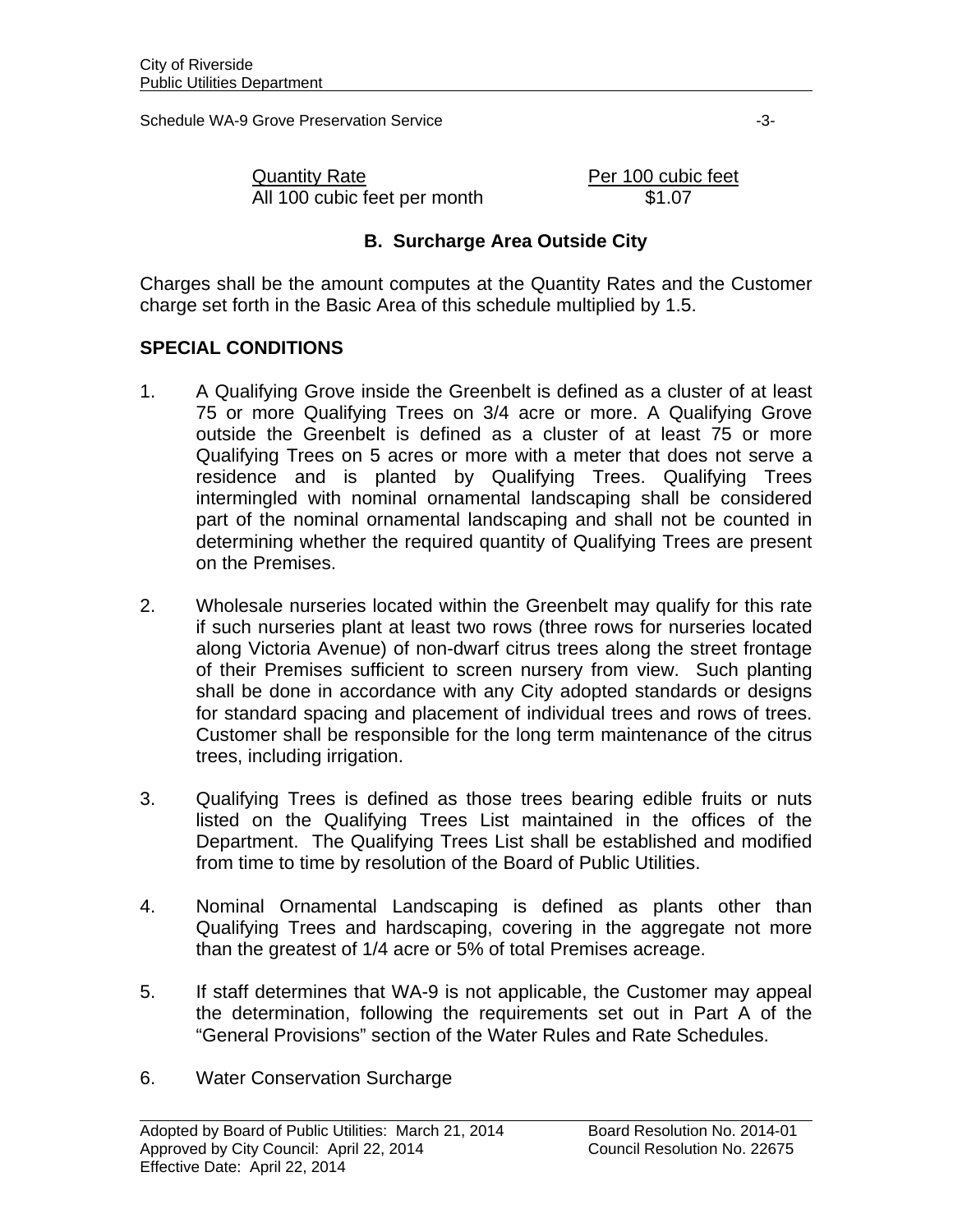| Quantity Rate | Per 100 cubic feet |
|---|---|
| All 100 cubic feet per month | $1.07 |

### B. Surcharge Area Outside City

Charges shall be the amount computes at the Quantity Rates and the Customer charge set forth in the Basic Area of this schedule multiplied by 1.5.

## SPECIAL CONDITIONS

1. A Qualifying Grove inside the Greenbelt is defined as a cluster of at least 75 or more Qualifying Trees on 3/4 acre or more. A Qualifying Grove outside the Greenbelt is defined as a cluster of at least 75 or more Qualifying Trees on 5 acres or more with a meter that does not serve a residence and is planted by Qualifying Trees. Qualifying Trees intermingled with nominal ornamental landscaping shall be considered part of the nominal ornamental landscaping and shall not be counted in determining whether the required quantity of Qualifying Trees are present on the Premises.

2. Wholesale nurseries located within the Greenbelt may qualify for this rate if such nurseries plant at least two rows (three rows for nurseries located along Victoria Avenue) of non-dwarf citrus trees along the street frontage of their Premises sufficient to screen nursery from view. Such planting shall be done in accordance with any City adopted standards or designs for standard spacing and placement of individual trees and rows of trees. Customer shall be responsible for the long term maintenance of the citrus trees, including irrigation.

3. Qualifying Trees is defined as those trees bearing edible fruits or nuts listed on the Qualifying Trees List maintained in the offices of the Department. The Qualifying Trees List shall be established and modified from time to time by resolution of the Board of Public Utilities.

4. Nominal Ornamental Landscaping is defined as plants other than Qualifying Trees and hardscaping, covering in the aggregate not more than the greatest of 1/4 acre or 5% of total Premises acreage.

5. If staff determines that WA-9 is not applicable, the Customer may appeal the determination, following the requirements set out in Part A of the "General Provisions" section of the Water Rules and Rate Schedules.

6. Water Conservation Surcharge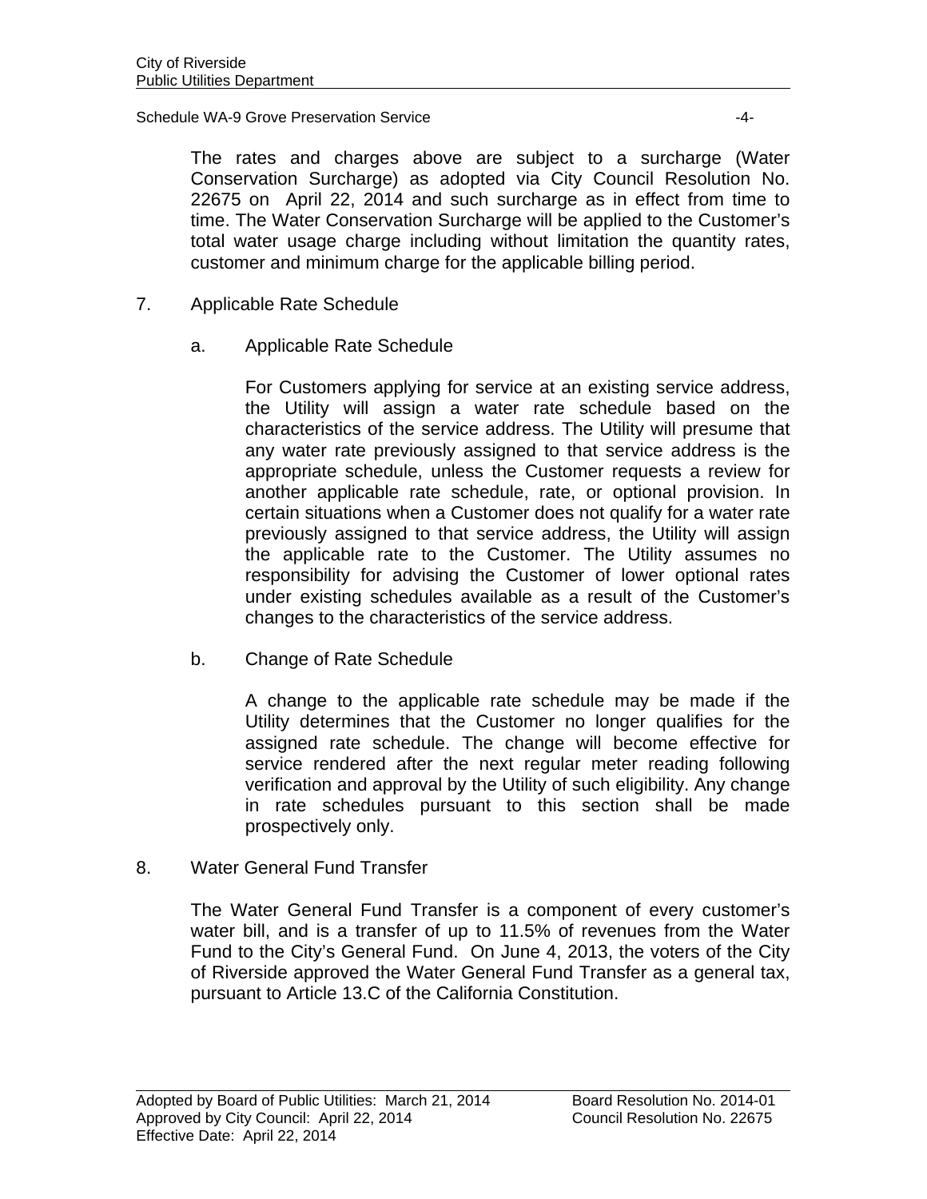The rates and charges above are subject to a surcharge (Water Conservation Surcharge) as adopted via City Council Resolution No. 22675 on April 22, 2014 and such surcharge as in effect from time to time. The Water Conservation Surcharge will be applied to the Customer's total water usage charge including without limitation the quantity rates, customer and minimum charge for the applicable billing period.

7. Applicable Rate Schedule

   a. Applicable Rate Schedule

      For Customers applying for service at an existing service address, the Utility will assign a water rate schedule based on the characteristics of the service address. The Utility will presume that any water rate previously assigned to that service address is the appropriate schedule, unless the Customer requests a review for another applicable rate schedule, rate, or optional provision. In certain situations when a Customer does not qualify for a water rate previously assigned to that service address, the Utility will assign the applicable rate to the Customer. The Utility assumes no responsibility for advising the Customer of lower optional rates under existing schedules available as a result of the Customer's changes to the characteristics of the service address.

   b. Change of Rate Schedule

      A change to the applicable rate schedule may be made if the Utility determines that the Customer no longer qualifies for the assigned rate schedule. The change will become effective for service rendered after the next regular meter reading following verification and approval by the Utility of such eligibility. Any change in rate schedules pursuant to this section shall be made prospectively only.

8. Water General Fund Transfer

   The Water General Fund Transfer is a component of every customer's water bill, and is a transfer of up to 11.5% of revenues from the Water Fund to the City's General Fund. On June 4, 2013, the voters of the City of Riverside approved the Water General Fund Transfer as a general tax, pursuant to Article 13.C of the California Constitution.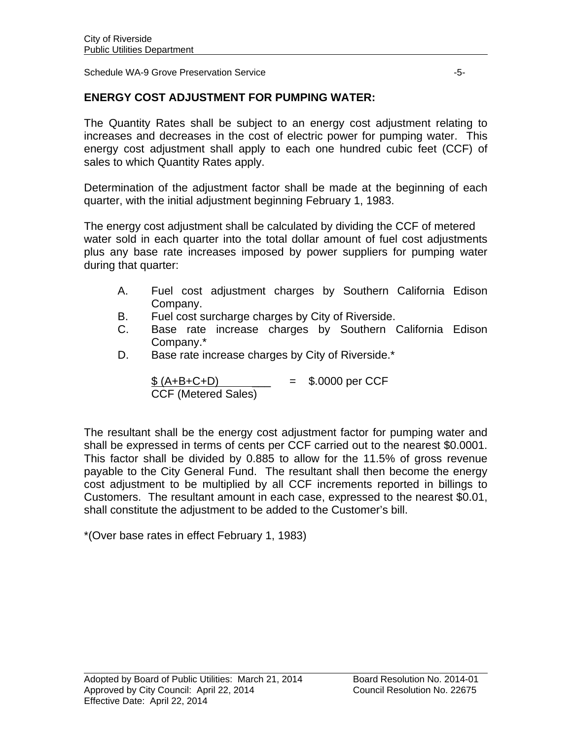## ENERGY COST ADJUSTMENT FOR PUMPING WATER:

The Quantity Rates shall be subject to an energy cost adjustment relating to increases and decreases in the cost of electric power for pumping water. This energy cost adjustment shall apply to each one hundred cubic feet (CCF) of sales to which Quantity Rates apply.

Determination of the adjustment factor shall be made at the beginning of each quarter, with the initial adjustment beginning February 1, 1983.

The energy cost adjustment shall be calculated by dividing the CCF of metered water sold in each quarter into the total dollar amount of fuel cost adjustments plus any base rate increases imposed by power suppliers for pumping water during that quarter:

A. Fuel cost adjustment charges by Southern California Edison Company.
B. Fuel cost surcharge charges by City of Riverside.
C. Base rate increase charges by Southern California Edison Company.*
D. Base rate increase charges by City of Riverside.*

$$\frac{\$ (A+B+C+D)}{\text{CCF (Metered Sales)}} = \$.0000 \text{ per CCF}$$

The resultant shall be the energy cost adjustment factor for pumping water and shall be expressed in terms of cents per CCF carried out to the nearest $0.0001. This factor shall be divided by 0.885 to allow for the 11.5% of gross revenue payable to the City General Fund. The resultant shall then become the energy cost adjustment to be multiplied by all CCF increments reported in billings to Customers. The resultant amount in each case, expressed to the nearest $0.01, shall constitute the adjustment to be added to the Customer's bill.

*(Over base rates in effect February 1, 1983)

Adopted by Board of Public Utilities: March 21, 2014 Board Resolution No. 2014-01
Approved by City Council: April 22, 2014 Council Resolution No. 22675
Effective Date: April 22, 2014